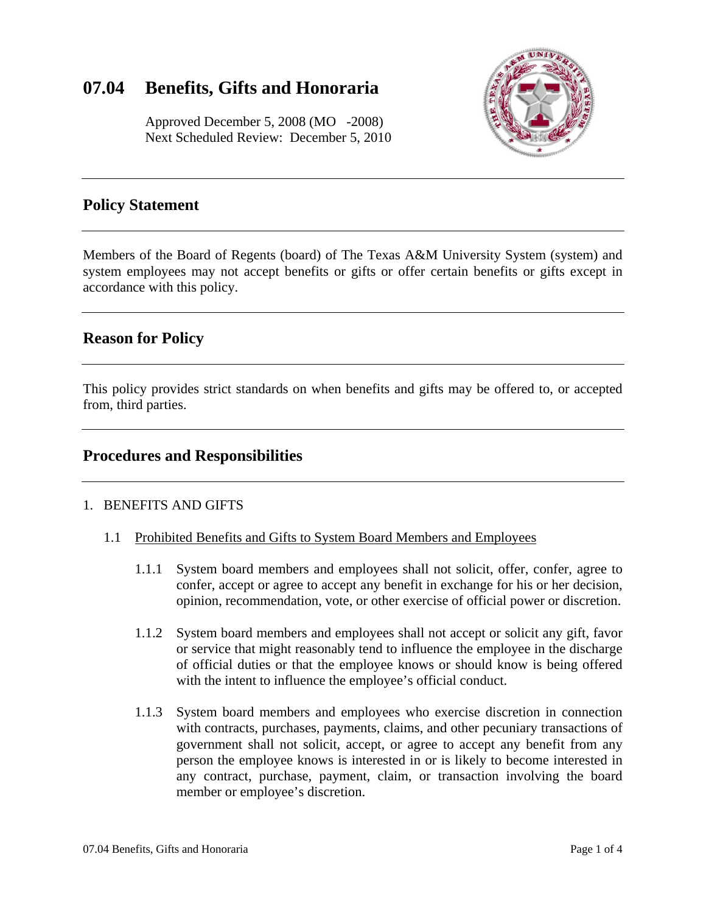# 07.04 Benefits, Gifts and Honoraria

Approved December 5, 2008 (MO -2008)
Next Scheduled Review: December 5, 2010

## Policy Statement

Members of the Board of Regents (board) of The Texas A&M University System (system) and system employees may not accept benefits or gifts or offer certain benefits or gifts except in accordance with this policy.

## Reason for Policy

This policy provides strict standards on when benefits and gifts may be offered to, or accepted from, third parties.

## Procedures and Responsibilities

1. BENEFITS AND GIFTS

   1.1 Prohibited Benefits and Gifts to System Board Members and Employees

      1.1.1 System board members and employees shall not solicit, offer, confer, agree to confer, accept or agree to accept any benefit in exchange for his or her decision, opinion, recommendation, vote, or other exercise of official power or discretion.

      1.1.2 System board members and employees shall not accept or solicit any gift, favor or service that might reasonably tend to influence the employee in the discharge of official duties or that the employee knows or should know is being offered with the intent to influence the employee's official conduct.

      1.1.3 System board members and employees who exercise discretion in connection with contracts, purchases, payments, claims, and other pecuniary transactions of government shall not solicit, accept, or agree to accept any benefit from any person the employee knows is interested in or is likely to become interested in any contract, purchase, payment, claim, or transaction involving the board member or employee's discretion.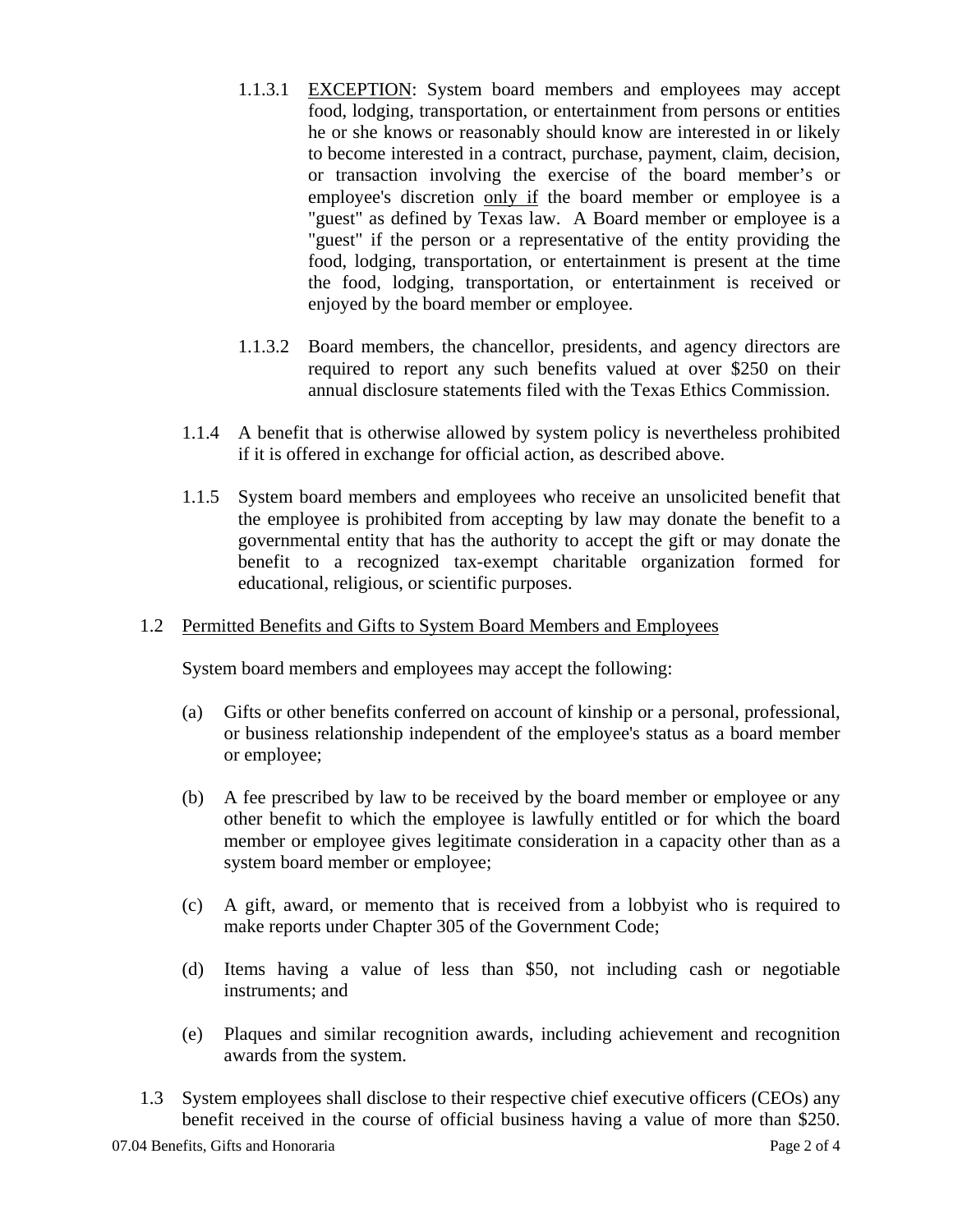1.1.3.1 <u>EXCEPTION</u>: System board members and employees may accept food, lodging, transportation, or entertainment from persons or entities he or she knows or reasonably should know are interested in or likely to become interested in a contract, purchase, payment, claim, decision, or transaction involving the exercise of the board member's or employee's discretion <u>only if</u> the board member or employee is a "guest" as defined by Texas law. A Board member or employee is a "guest" if the person or a representative of the entity providing the food, lodging, transportation, or entertainment is present at the time the food, lodging, transportation, or entertainment is received or enjoyed by the board member or employee.

1.1.3.2 Board members, the chancellor, presidents, and agency directors are required to report any such benefits valued at over $250 on their annual disclosure statements filed with the Texas Ethics Commission.

1.1.4 A benefit that is otherwise allowed by system policy is nevertheless prohibited if it is offered in exchange for official action, as described above.

1.1.5 System board members and employees who receive an unsolicited benefit that the employee is prohibited from accepting by law may donate the benefit to a governmental entity that has the authority to accept the gift or may donate the benefit to a recognized tax-exempt charitable organization formed for educational, religious, or scientific purposes.

1.2 <u>Permitted Benefits and Gifts to System Board Members and Employees</u>

System board members and employees may accept the following:

(a) Gifts or other benefits conferred on account of kinship or a personal, professional, or business relationship independent of the employee's status as a board member or employee;

(b) A fee prescribed by law to be received by the board member or employee or any other benefit to which the employee is lawfully entitled or for which the board member or employee gives legitimate consideration in a capacity other than as a system board member or employee;

(c) A gift, award, or memento that is received from a lobbyist who is required to make reports under Chapter 305 of the Government Code;

(d) Items having a value of less than $50, not including cash or negotiable instruments; and

(e) Plaques and similar recognition awards, including achievement and recognition awards from the system.

1.3 System employees shall disclose to their respective chief executive officers (CEOs) any benefit received in the course of official business having a value of more than $250.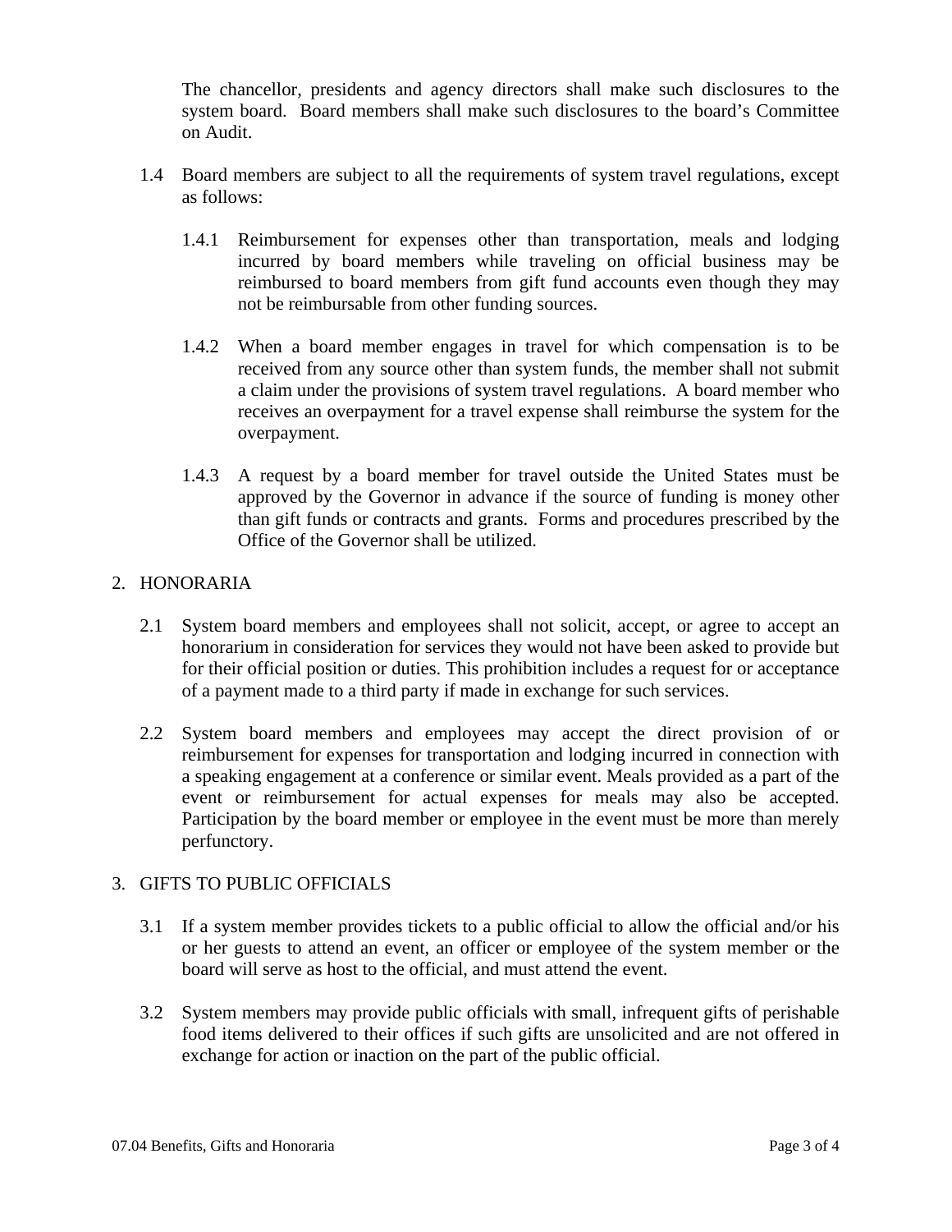The chancellor, presidents and agency directors shall make such disclosures to the system board. Board members shall make such disclosures to the board's Committee on Audit.

1.4 Board members are subject to all the requirements of system travel regulations, except as follows:

1.4.1 Reimbursement for expenses other than transportation, meals and lodging incurred by board members while traveling on official business may be reimbursed to board members from gift fund accounts even though they may not be reimbursable from other funding sources.

1.4.2 When a board member engages in travel for which compensation is to be received from any source other than system funds, the member shall not submit a claim under the provisions of system travel regulations. A board member who receives an overpayment for a travel expense shall reimburse the system for the overpayment.

1.4.3 A request by a board member for travel outside the United States must be approved by the Governor in advance if the source of funding is money other than gift funds or contracts and grants. Forms and procedures prescribed by the Office of the Governor shall be utilized.

## 2. HONORARIA

2.1 System board members and employees shall not solicit, accept, or agree to accept an honorarium in consideration for services they would not have been asked to provide but for their official position or duties. This prohibition includes a request for or acceptance of a payment made to a third party if made in exchange for such services.

2.2 System board members and employees may accept the direct provision of or reimbursement for expenses for transportation and lodging incurred in connection with a speaking engagement at a conference or similar event. Meals provided as a part of the event or reimbursement for actual expenses for meals may also be accepted. Participation by the board member or employee in the event must be more than merely perfunctory.

## 3. GIFTS TO PUBLIC OFFICIALS

3.1 If a system member provides tickets to a public official to allow the official and/or his or her guests to attend an event, an officer or employee of the system member or the board will serve as host to the official, and must attend the event.

3.2 System members may provide public officials with small, infrequent gifts of perishable food items delivered to their offices if such gifts are unsolicited and are not offered in exchange for action or inaction on the part of the public official.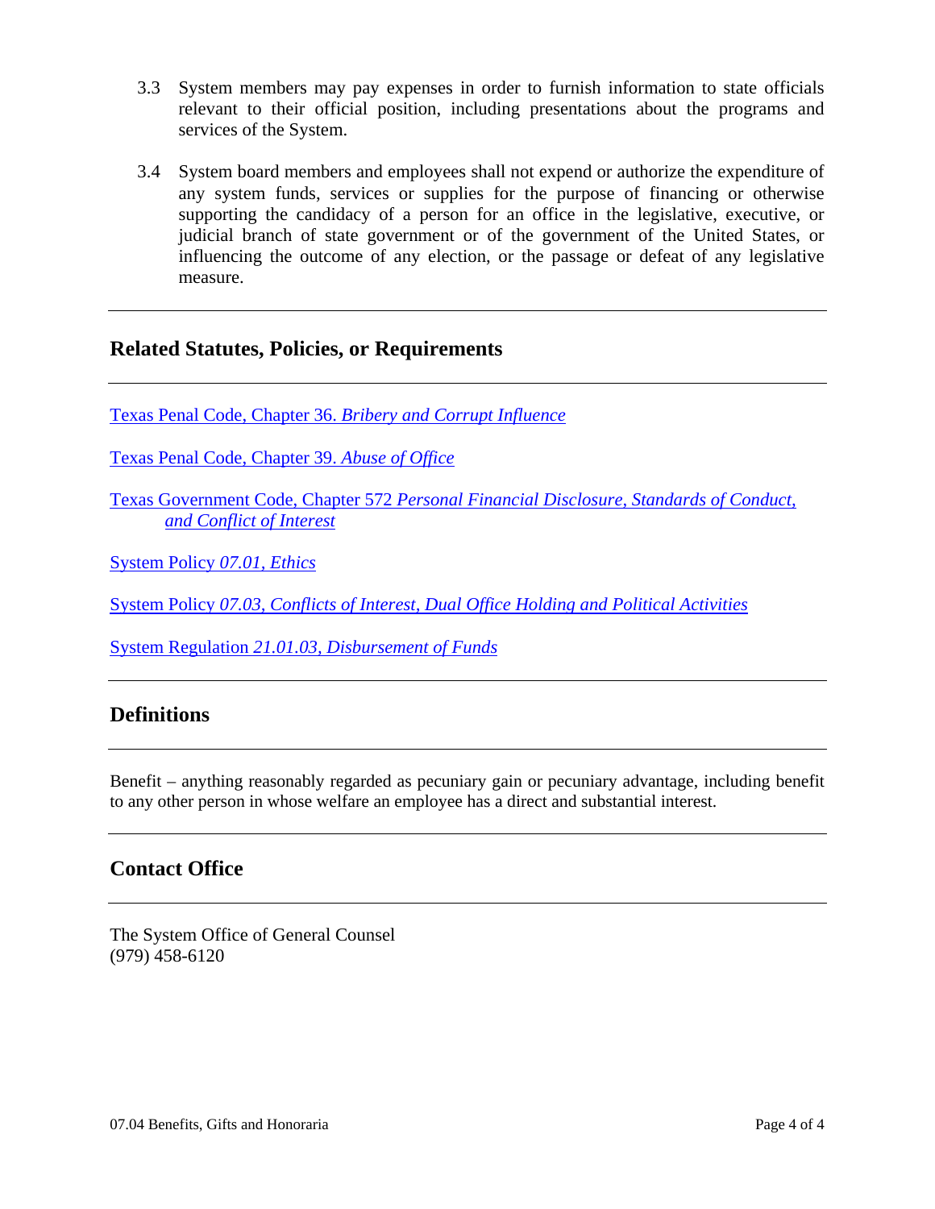3.3 System members may pay expenses in order to furnish information to state officials relevant to their official position, including presentations about the programs and services of the System.

3.4 System board members and employees shall not expend or authorize the expenditure of any system funds, services or supplies for the purpose of financing or otherwise supporting the candidacy of a person for an office in the legislative, executive, or judicial branch of state government or of the government of the United States, or influencing the outcome of any election, or the passage or defeat of any legislative measure.

---

## Related Statutes, Policies, or Requirements

---

Texas Penal Code, Chapter 36. *Bribery and Corrupt Influence*

Texas Penal Code, Chapter 39. *Abuse of Office*

Texas Government Code, Chapter 572 *Personal Financial Disclosure, Standards of Conduct, and Conflict of Interest*

System Policy *07.01, Ethics*

System Policy *07.03, Conflicts of Interest, Dual Office Holding and Political Activities*

System Regulation *21.01.03, Disbursement of Funds*

---

## Definitions

---

Benefit – anything reasonably regarded as pecuniary gain or pecuniary advantage, including benefit to any other person in whose welfare an employee has a direct and substantial interest.

---

## Contact Office

---

The System Office of General Counsel
(979) 458-6120